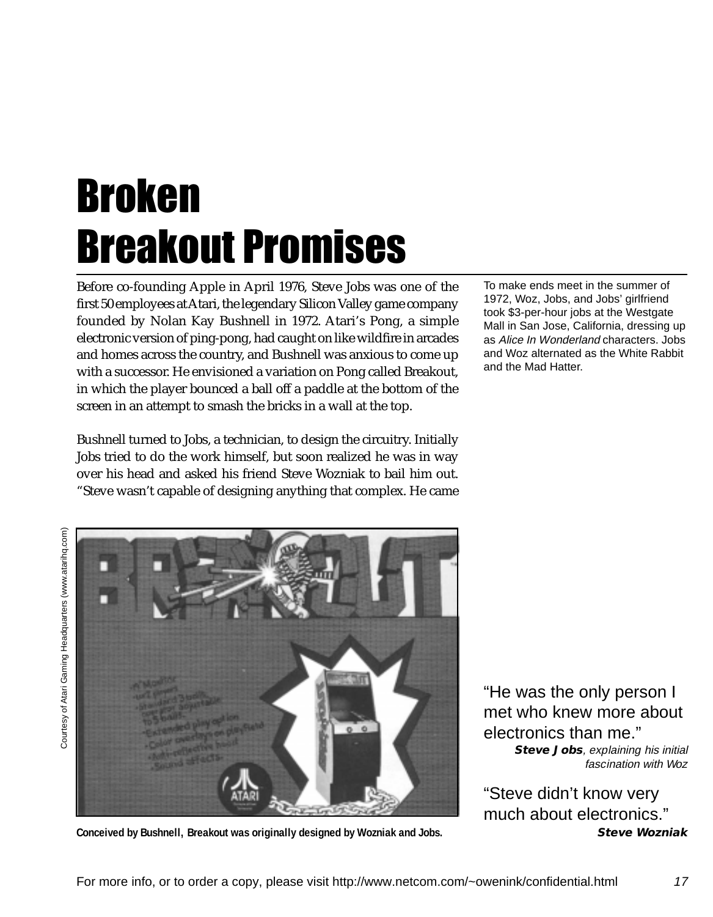# Broken Breakout Promises

Before co-founding Apple in April 1976, Steve Jobs was one of the first 50 employees at Atari, the legendary Silicon Valley game company founded by Nolan Kay Bushnell in 1972. Atari's Pong, a simple electronic version of ping-pong, had caught on like wildfire in arcades and homes across the country, and Bushnell was anxious to come up with a successor. He envisioned a variation on Pong called Breakout, in which the player bounced a ball off a paddle at the bottom of the screen in an attempt to smash the bricks in a wall at the top.

Bushnell turned to Jobs, a technician, to design the circuitry. Initially Jobs tried to do the work himself, but soon realized he was in way over his head and asked his friend Steve Wozniak to bail him out. "Steve wasn't capable of designing anything that complex. He came

To make ends meet in the summer of 1972, Woz, Jobs, and Jobs' girlfriend took $3-per-hour jobs at the Westgate Mall in San Jose, California, dressing up as *Alice In Wonderland* characters. Jobs and Woz alternated as the White Rabbit and the Mad Hatter.

Courtesy of Atari Gaming Headquarters (www.atarihq.com)

**Conceived by Bushnell, Breakout was originally designed by Wozniak and Jobs.**

"He was the only person I met who knew more about electronics than me."
***Steve Jobs**, explaining his initial fascination with Woz*

"Steve didn't know very much about electronics."
***Steve Wozniak***

For more info, or to order a copy, please visit http://www.netcom.com/~owenink/confidential.html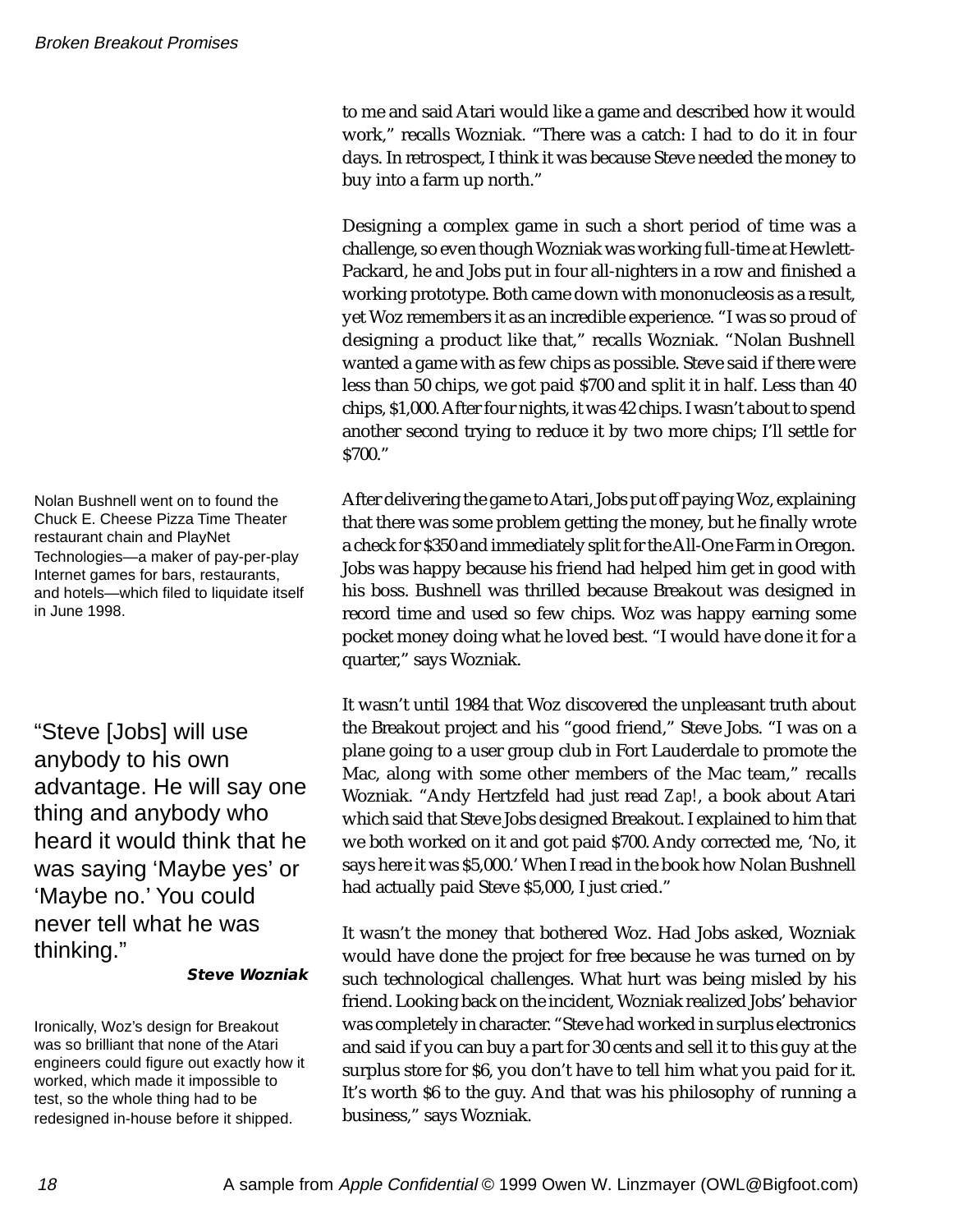to me and said Atari would like a game and described how it would work," recalls Wozniak. "There was a catch: I had to do it in four days. In retrospect, I think it was because Steve needed the money to buy into a farm up north."

Designing a complex game in such a short period of time was a challenge, so even though Wozniak was working full-time at Hewlett-Packard, he and Jobs put in four all-nighters in a row and finished a working prototype. Both came down with mononucleosis as a result, yet Woz remembers it as an incredible experience. "I was so proud of designing a product like that," recalls Wozniak. "Nolan Bushnell wanted a game with as few chips as possible. Steve said if there were less than 50 chips, we got paid $700 and split it in half. Less than 40 chips, $1,000. After four nights, it was 42 chips. I wasn't about to spend another second trying to reduce it by two more chips; I'll settle for $700."

Nolan Bushnell went on to found the Chuck E. Cheese Pizza Time Theater restaurant chain and PlayNet Technologies—a maker of pay-per-play Internet games for bars, restaurants, and hotels—which filed to liquidate itself in June 1998.

After delivering the game to Atari, Jobs put off paying Woz, explaining that there was some problem getting the money, but he finally wrote a check for $350 and immediately split for the All-One Farm in Oregon. Jobs was happy because his friend had helped him get in good with his boss. Bushnell was thrilled because Breakout was designed in record time and used so few chips. Woz was happy earning some pocket money doing what he loved best. "I would have done it for a quarter," says Wozniak.

"Steve [Jobs] will use anybody to his own advantage. He will say one thing and anybody who heard it would think that he was saying 'Maybe yes' or 'Maybe no.' You could never tell what he was thinking."

***Steve Wozniak***

It wasn't until 1984 that Woz discovered the unpleasant truth about the Breakout project and his "good friend," Steve Jobs. "I was on a plane going to a user group club in Fort Lauderdale to promote the Mac, along with some other members of the Mac team," recalls Wozniak. "Andy Hertzfeld had just read *Zap!*, a book about Atari which said that Steve Jobs designed Breakout. I explained to him that we both worked on it and got paid $700. Andy corrected me, 'No, it says here it was $5,000.' When I read in the book how Nolan Bushnell had actually paid Steve $5,000, I just cried."

It wasn't the money that bothered Woz. Had Jobs asked, Wozniak would have done the project for free because he was turned on by such technological challenges. What hurt was being misled by his friend. Looking back on the incident, Wozniak realized Jobs' behavior was completely in character. "Steve had worked in surplus electronics and said if you can buy a part for 30 cents and sell it to this guy at the surplus store for $6, you don't have to tell him what you paid for it. It's worth $6 to the guy. And that was his philosophy of running a business," says Wozniak.

Ironically, Woz's design for Breakout was so brilliant that none of the Atari engineers could figure out exactly how it worked, which made it impossible to test, so the whole thing had to be redesigned in-house before it shipped.